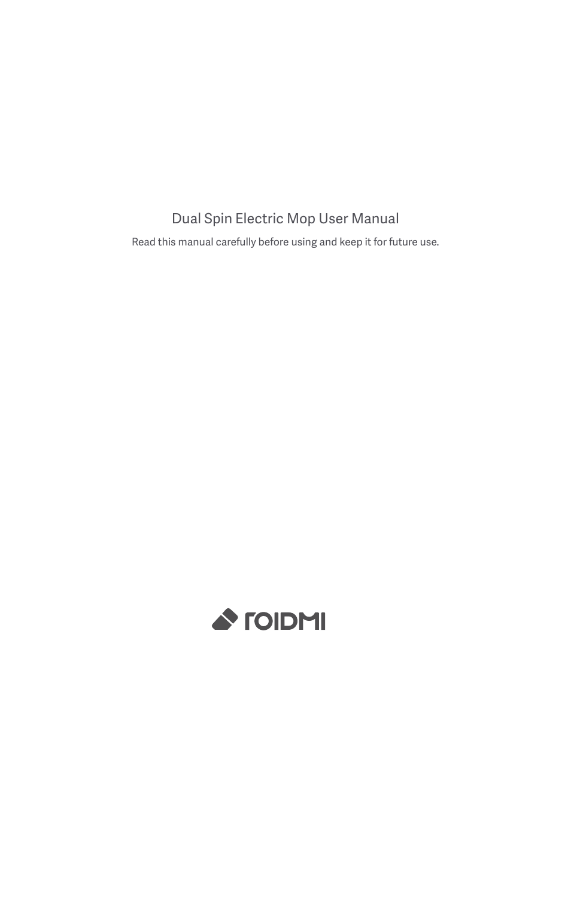# Dual Spin Electric Mop User Manual

Read this manual carefully before using and keep it for future use.

ROIDMI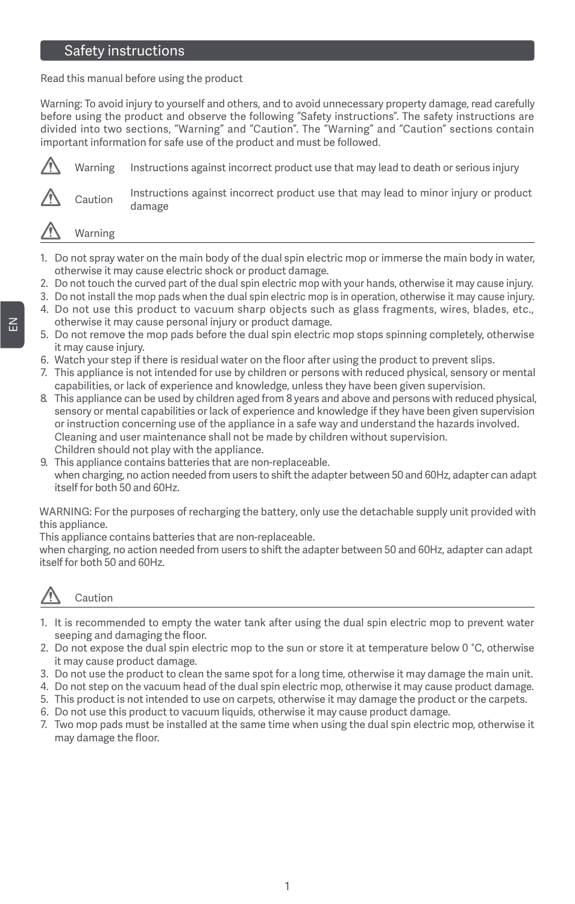## Safety instructions

Read this manual before using the product

Warning: To avoid injury to yourself and others, and to avoid unnecessary property damage, read carefully before using the product and observe the following "Safety instructions". The safety instructions are divided into two sections, "Warning" and "Caution". The "Warning" and "Caution" sections contain important information for safe use of the product and must be followed.

| | |
|---|---|
| ⚠ Warning | Instructions against incorrect product use that may lead to death or serious injury |
| ⚠ Caution | Instructions against incorrect product use that may lead to minor injury or product damage |

### ⚠ Warning

1. Do not spray water on the main body of the dual spin electric mop or immerse the main body in water, otherwise it may cause electric shock or product damage.
2. Do not touch the curved part of the dual spin electric mop with your hands, otherwise it may cause injury.
3. Do not install the mop pads when the dual spin electric mop is in operation, otherwise it may cause injury.
4. Do not use this product to vacuum sharp objects such as glass fragments, wires, blades, etc., otherwise it may cause personal injury or product damage.
5. Do not remove the mop pads before the dual spin electric mop stops spinning completely, otherwise it may cause injury.
6. Watch your step if there is residual water on the floor after using the product to prevent slips.
7. This appliance is not intended for use by children or persons with reduced physical, sensory or mental capabilities, or lack of experience and knowledge, unless they have been given supervision.
8. This appliance can be used by children aged from 8 years and above and persons with reduced physical, sensory or mental capabilities or lack of experience and knowledge if they have been given supervision or instruction concerning use of the appliance in a safe way and understand the hazards involved. Cleaning and user maintenance shall not be made by children without supervision.
   Children should not play with the appliance.
9. This appliance contains batteries that are non-replaceable.
   when charging, no action needed from users to shift the adapter between 50 and 60Hz, adapter can adapt itself for both 50 and 60Hz.

WARNING: For the purposes of recharging the battery, only use the detachable supply unit provided with this appliance.
This appliance contains batteries that are non-replaceable.
when charging, no action needed from users to shift the adapter between 50 and 60Hz, adapter can adapt itself for both 50 and 60Hz.

### ⚠ Caution

1. It is recommended to empty the water tank after using the dual spin electric mop to prevent water seeping and damaging the floor.
2. Do not expose the dual spin electric mop to the sun or store it at temperature below 0 °C, otherwise it may cause product damage.
3. Do not use the product to clean the same spot for a long time, otherwise it may damage the main unit.
4. Do not step on the vacuum head of the dual spin electric mop, otherwise it may cause product damage.
5. This product is not intended to use on carpets, otherwise it may damage the product or the carpets.
6. Do not use this product to vacuum liquids, otherwise it may cause product damage.
7. Two mop pads must be installed at the same time when using the dual spin electric mop, otherwise it may damage the floor.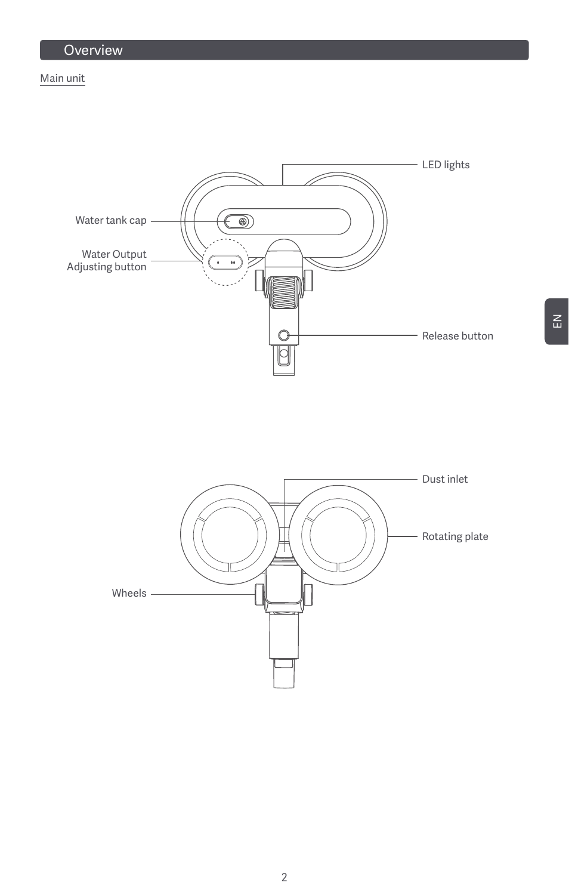## Overview

Main unit

LED lights

Water tank cap

Water Output Adjusting button

Release button

Dust inlet

Rotating plate

Wheels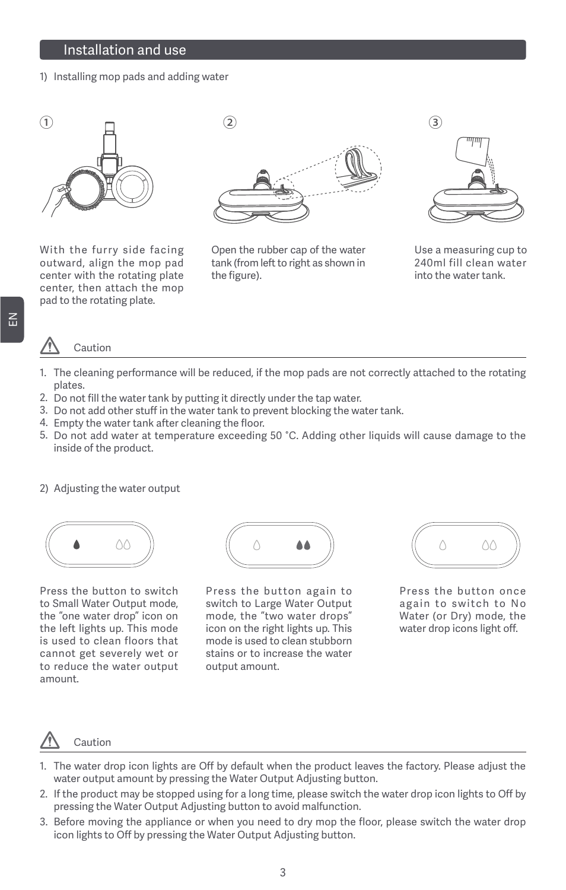## Installation and use

1) Installing mop pads and adding water

①

With the furry side facing outward, align the mop pad center with the rotating plate center, then attach the mop pad to the rotating plate.

②

Open the rubber cap of the water tank (from left to right as shown in the figure).

③

Use a measuring cup to 240ml fill clean water into the water tank.

**Caution**

1. The cleaning performance will be reduced, if the mop pads are not correctly attached to the rotating plates.
2. Do not fill the water tank by putting it directly under the tap water.
3. Do not add other stuff in the water tank to prevent blocking the water tank.
4. Empty the water tank after cleaning the floor.
5. Do not add water at temperature exceeding 50 °C. Adding other liquids will cause damage to the inside of the product.

2) Adjusting the water output

Press the button to switch to Small Water Output mode, the "one water drop" icon on the left lights up. This mode is used to clean floors that cannot get severely wet or to reduce the water output amount.

Press the button again to switch to Large Water Output mode, the "two water drops" icon on the right lights up. This mode is used to clean stubborn stains or to increase the water output amount.

Press the button once again to switch to No Water (or Dry) mode, the water drop icons light off.

**Caution**

1. The water drop icon lights are Off by default when the product leaves the factory. Please adjust the water output amount by pressing the Water Output Adjusting button.
2. If the product may be stopped using for a long time, please switch the water drop icon lights to Off by pressing the Water Output Adjusting button to avoid malfunction.
3. Before moving the appliance or when you need to dry mop the floor, please switch the water drop icon lights to Off by pressing the Water Output Adjusting button.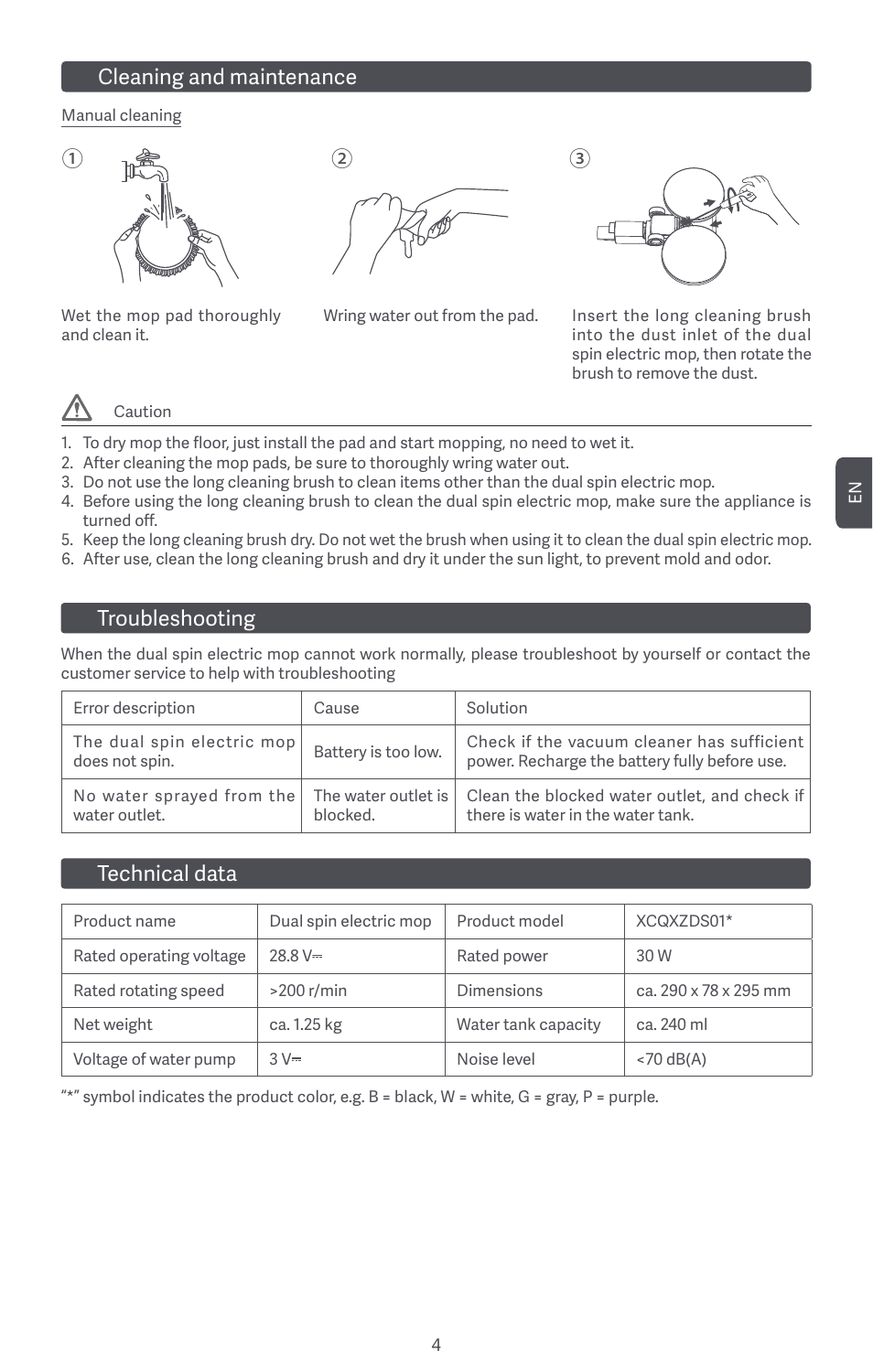## Cleaning and maintenance

Manual cleaning

① Wet the mop pad thoroughly and clean it.

② Wring water out from the pad.

③ Insert the long cleaning brush into the dust inlet of the dual spin electric mop, then rotate the brush to remove the dust.

Caution

1. To dry mop the floor, just install the pad and start mopping, no need to wet it.
2. After cleaning the mop pads, be sure to thoroughly wring water out.
3. Do not use the long cleaning brush to clean items other than the dual spin electric mop.
4. Before using the long cleaning brush to clean the dual spin electric mop, make sure the appliance is turned off.
5. Keep the long cleaning brush dry. Do not wet the brush when using it to clean the dual spin electric mop.
6. After use, clean the long cleaning brush and dry it under the sun light, to prevent mold and odor.

## Troubleshooting

When the dual spin electric mop cannot work normally, please troubleshoot by yourself or contact the customer service to help with troubleshooting

| Error description | Cause | Solution |
| --- | --- | --- |
| The dual spin electric mop does not spin. | Battery is too low. | Check if the vacuum cleaner has sufficient power. Recharge the battery fully before use. |
| No water sprayed from the water outlet. | The water outlet is blocked. | Clean the blocked water outlet, and check if there is water in the water tank. |

## Technical data

| Product name | Dual spin electric mop | Product model | XCQXZDS01* |
| --- | --- | --- | --- |
| Rated operating voltage | 28.8 V⎓ | Rated power | 30 W |
| Rated rotating speed | >200 r/min | Dimensions | ca. 290 x 78 x 295 mm |
| Net weight | ca. 1.25 kg | Water tank capacity | ca. 240 ml |
| Voltage of water pump | 3 V⎓ | Noise level | <70 dB(A) |

"*" symbol indicates the product color, e.g. B = black, W = white, G = gray, P = purple.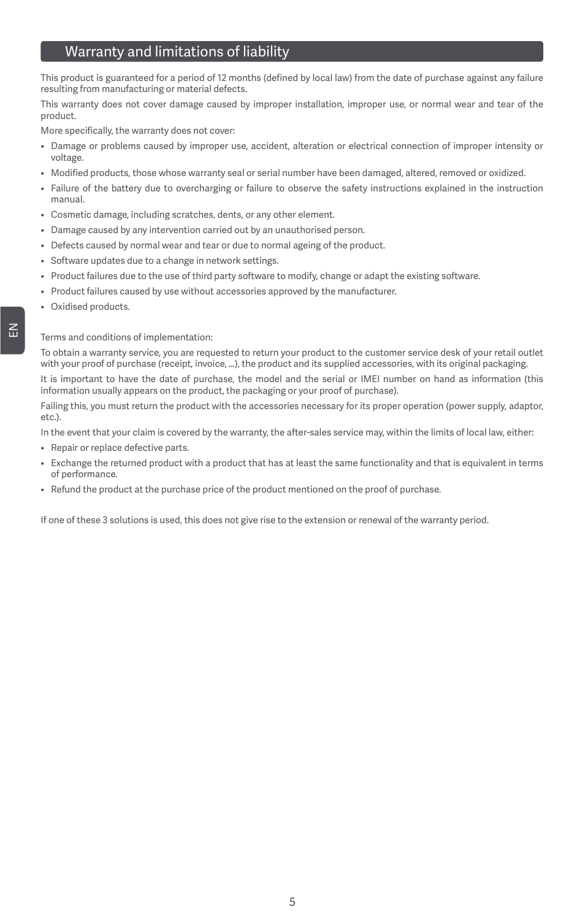## Warranty and limitations of liability

This product is guaranteed for a period of 12 months (defined by local law) from the date of purchase against any failure resulting from manufacturing or material defects.

This warranty does not cover damage caused by improper installation, improper use, or normal wear and tear of the product.

More specifically, the warranty does not cover:

- Damage or problems caused by improper use, accident, alteration or electrical connection of improper intensity or voltage.
- Modified products, those whose warranty seal or serial number have been damaged, altered, removed or oxidized.
- Failure of the battery due to overcharging or failure to observe the safety instructions explained in the instruction manual.
- Cosmetic damage, including scratches, dents, or any other element.
- Damage caused by any intervention carried out by an unauthorised person.
- Defects caused by normal wear and tear or due to normal ageing of the product.
- Software updates due to a change in network settings.
- Product failures due to the use of third party software to modify, change or adapt the existing software.
- Product failures caused by use without accessories approved by the manufacturer.
- Oxidised products.

Terms and conditions of implementation:

To obtain a warranty service, you are requested to return your product to the customer service desk of your retail outlet with your proof of purchase (receipt, invoice, ...), the product and its supplied accessories, with its original packaging.

It is important to have the date of purchase, the model and the serial or IMEI number on hand as information (this information usually appears on the product, the packaging or your proof of purchase).

Failing this, you must return the product with the accessories necessary for its proper operation (power supply, adaptor, etc.).

In the event that your claim is covered by the warranty, the after-sales service may, within the limits of local law, either:

- Repair or replace defective parts.
- Exchange the returned product with a product that has at least the same functionality and that is equivalent in terms of performance.
- Refund the product at the purchase price of the product mentioned on the proof of purchase.

If one of these 3 solutions is used, this does not give rise to the extension or renewal of the warranty period.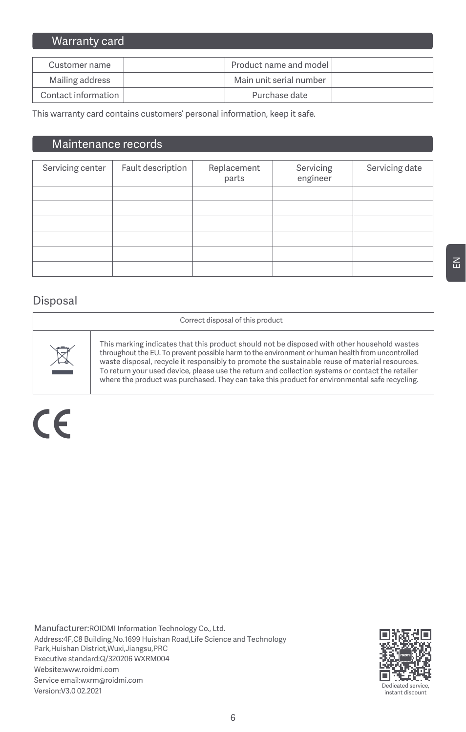## Warranty card

| | | | |
|---|---|---|---|
| Customer name | | Product name and model | |
| Mailing address | | Main unit serial number | |
| Contact information | | Purchase date | |

This warranty card contains customers' personal information, keep it safe.

## Maintenance records

| Servicing center | Fault description | Replacement parts | Servicing engineer | Servicing date |
|---|---|---|---|---|
| | | | | |
| | | | | |
| | | | | |
| | | | | |
| | | | | |
| | | | | |

## Disposal

| Correct disposal of this product | |
|---|---|
| | This marking indicates that this product should not be disposed with other household wastes throughout the EU. To prevent possible harm to the environment or human health from uncontrolled waste disposal, recycle it responsibly to promote the sustainable reuse of material resources. To return your used device, please use the return and collection systems or contact the retailer where the product was purchased. They can take this product for environmental safe recycling. |

CE

Manufacturer:ROIDMI Information Technology Co., Ltd.
Address:4F,C8 Building,No.1699 Huishan Road,Life Science and Technology Park,Huishan District,Wuxi,Jiangsu,PRC
Executive standard:Q/320206 WXRM004
Website:www.roidmi.com
Service email:wxrm@roidmi.com
Version:V3.0 02.2021

Dedicated service, instant discount